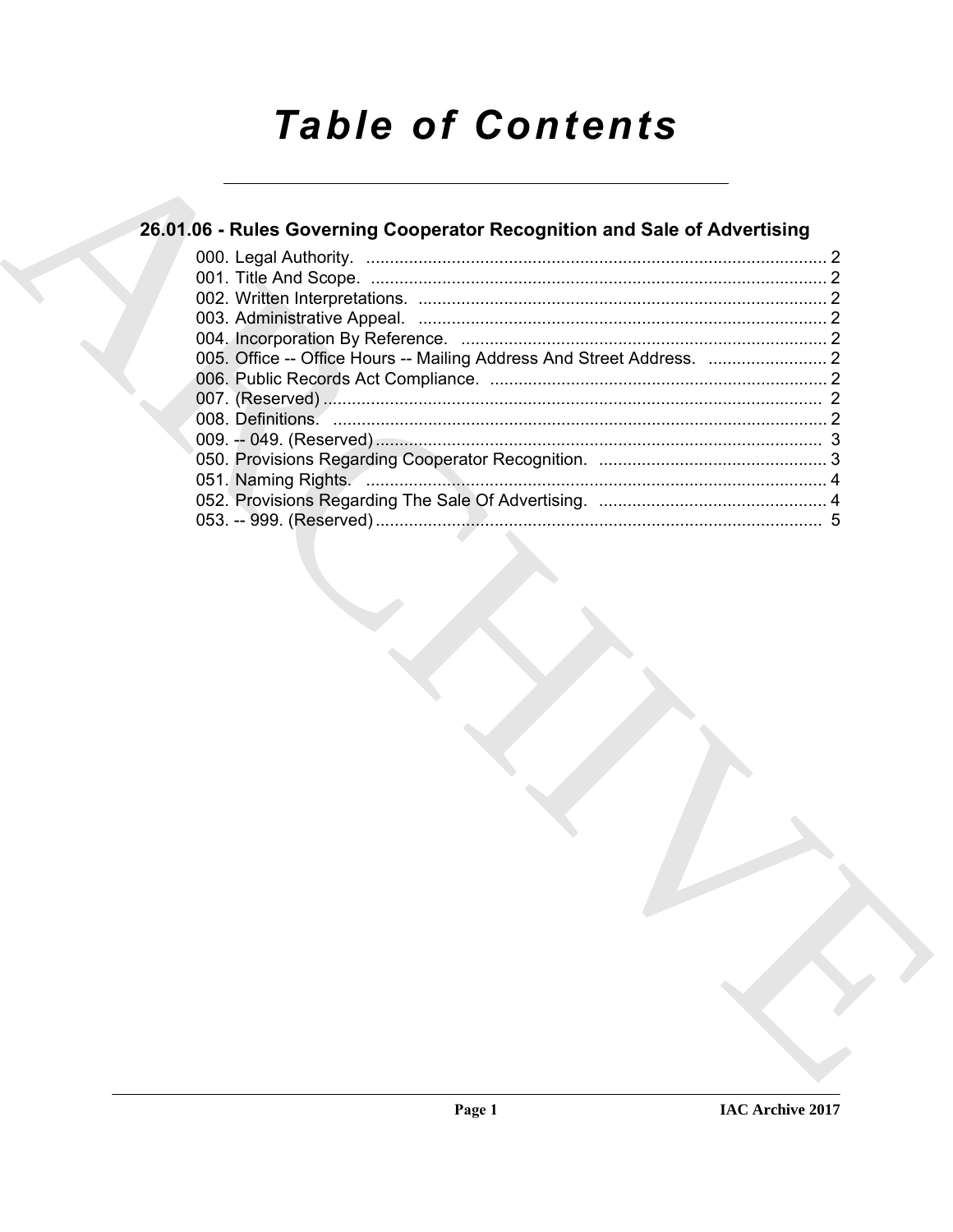# Table of Contents

## 26.01.06 - Rules Governing Cooperator Recognition and Sale of Advertising

000. Legal Authority. ..... 2
001. Title And Scope. ..... 2
002. Written Interpretations. ..... 2
003. Administrative Appeal. ..... 2
004. Incorporation By Reference. ..... 2
005. Office -- Office Hours -- Mailing Address And Street Address. ..... 2
006. Public Records Act Compliance. ..... 2
007. (Reserved) ..... 2
008. Definitions. ..... 2
009. -- 049. (Reserved) ..... 3
050. Provisions Regarding Cooperator Recognition. ..... 3
051. Naming Rights. ..... 4
052. Provisions Regarding The Sale Of Advertising. ..... 4
053. -- 999. (Reserved) ..... 5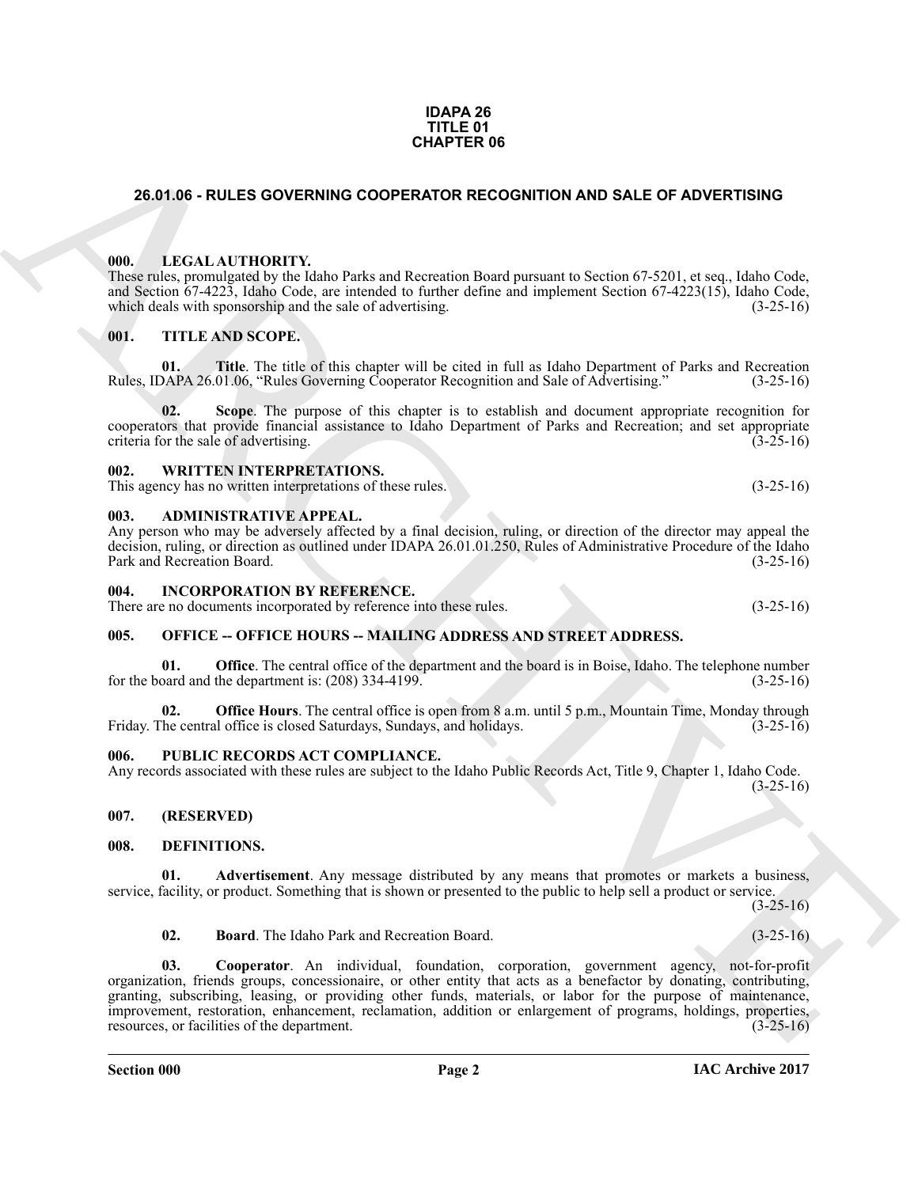**IDAPA 26**
**TITLE 01**
**CHAPTER 06**

## 26.01.06 - RULES GOVERNING COOPERATOR RECOGNITION AND SALE OF ADVERTISING

### 000. LEGAL AUTHORITY.

These rules, promulgated by the Idaho Parks and Recreation Board pursuant to Section 67-5201, et seq., Idaho Code, and Section 67-4223, Idaho Code, are intended to further define and implement Section 67-4223(15), Idaho Code, which deals with sponsorship and the sale of advertising. (3-25-16)

### 001. TITLE AND SCOPE.

**01. Title**. The title of this chapter will be cited in full as Idaho Department of Parks and Recreation Rules, IDAPA 26.01.06, "Rules Governing Cooperator Recognition and Sale of Advertising." (3-25-16)

**02. Scope**. The purpose of this chapter is to establish and document appropriate recognition for cooperators that provide financial assistance to Idaho Department of Parks and Recreation; and set appropriate criteria for the sale of advertising. (3-25-16)

### 002. WRITTEN INTERPRETATIONS.

This agency has no written interpretations of these rules. (3-25-16)

### 003. ADMINISTRATIVE APPEAL.

Any person who may be adversely affected by a final decision, ruling, or direction of the director may appeal the decision, ruling, or direction as outlined under IDAPA 26.01.01.250, Rules of Administrative Procedure of the Idaho Park and Recreation Board. (3-25-16)

### 004. INCORPORATION BY REFERENCE.

There are no documents incorporated by reference into these rules. (3-25-16)

### 005. OFFICE -- OFFICE HOURS -- MAILING ADDRESS AND STREET ADDRESS.

**01. Office**. The central office of the department and the board is in Boise, Idaho. The telephone number for the board and the department is: (208) 334-4199. (3-25-16)

**02. Office Hours**. The central office is open from 8 a.m. until 5 p.m., Mountain Time, Monday through Friday. The central office is closed Saturdays, Sundays, and holidays. (3-25-16)

### 006. PUBLIC RECORDS ACT COMPLIANCE.

Any records associated with these rules are subject to the Idaho Public Records Act, Title 9, Chapter 1, Idaho Code. (3-25-16)

### 007. (RESERVED)

### 008. DEFINITIONS.

**01. Advertisement**. Any message distributed by any means that promotes or markets a business, service, facility, or product. Something that is shown or presented to the public to help sell a product or service. (3-25-16)

**02. Board**. The Idaho Park and Recreation Board. (3-25-16)

**03. Cooperator**. An individual, foundation, corporation, government agency, not-for-profit organization, friends groups, concessionaire, or other entity that acts as a benefactor by donating, contributing, granting, subscribing, leasing, or providing other funds, materials, or labor for the purpose of maintenance, improvement, restoration, enhancement, reclamation, addition or enlargement of programs, holdings, properties, resources, or facilities of the department. (3-25-16)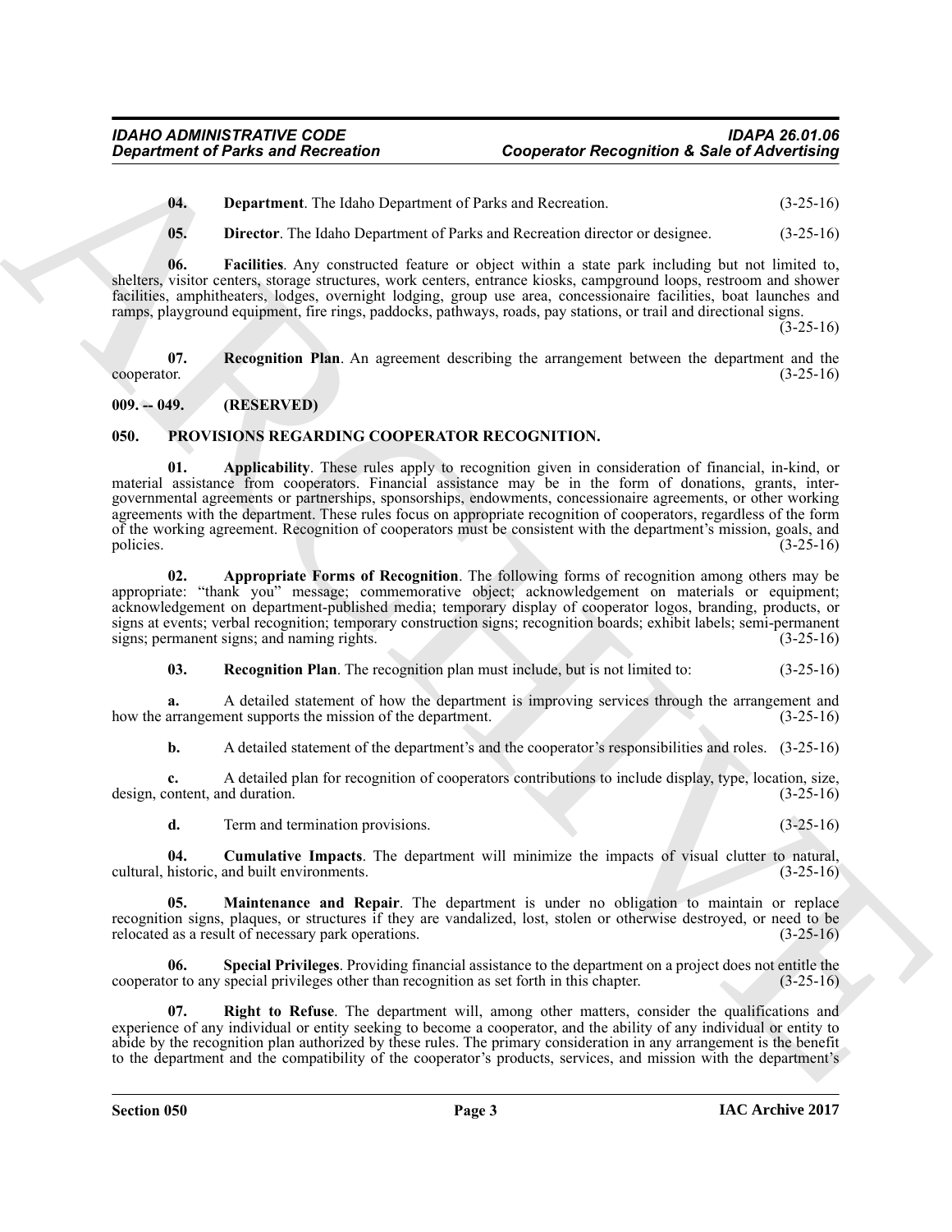**04. Department**. The Idaho Department of Parks and Recreation. (3-25-16)

**05. Director**. The Idaho Department of Parks and Recreation director or designee. (3-25-16)

**06. Facilities**. Any constructed feature or object within a state park including but not limited to, shelters, visitor centers, storage structures, work centers, entrance kiosks, campground loops, restroom and shower facilities, amphitheaters, lodges, overnight lodging, group use area, concessionaire facilities, boat launches and ramps, playground equipment, fire rings, paddocks, pathways, roads, pay stations, or trail and directional signs. (3-25-16)

**07. Recognition Plan**. An agreement describing the arrangement between the department and the cooperator. (3-25-16)

## 009. -- 049. (RESERVED)

## 050. PROVISIONS REGARDING COOPERATOR RECOGNITION.

**01. Applicability**. These rules apply to recognition given in consideration of financial, in-kind, or material assistance from cooperators. Financial assistance may be in the form of donations, grants, inter-governmental agreements or partnerships, sponsorships, endowments, concessionaire agreements, or other working agreements with the department. These rules focus on appropriate recognition of cooperators, regardless of the form of the working agreement. Recognition of cooperators must be consistent with the department's mission, goals, and policies. (3-25-16)

**02. Appropriate Forms of Recognition**. The following forms of recognition among others may be appropriate: "thank you" message; commemorative object; acknowledgement on materials or equipment; acknowledgement on department-published media; temporary display of cooperator logos, branding, products, or signs at events; verbal recognition; temporary construction signs; recognition boards; exhibit labels; semi-permanent signs; permanent signs; and naming rights. (3-25-16)

**03. Recognition Plan**. The recognition plan must include, but is not limited to: (3-25-16)

**a.** A detailed statement of how the department is improving services through the arrangement and how the arrangement supports the mission of the department. (3-25-16)

**b.** A detailed statement of the department's and the cooperator's responsibilities and roles. (3-25-16)

**c.** A detailed plan for recognition of cooperators contributions to include display, type, location, size, design, content, and duration. (3-25-16)

**d.** Term and termination provisions. (3-25-16)

**04. Cumulative Impacts**. The department will minimize the impacts of visual clutter to natural, cultural, historic, and built environments. (3-25-16)

**05. Maintenance and Repair**. The department is under no obligation to maintain or replace recognition signs, plaques, or structures if they are vandalized, lost, stolen or otherwise destroyed, or need to be relocated as a result of necessary park operations. (3-25-16)

**06. Special Privileges**. Providing financial assistance to the department on a project does not entitle the cooperator to any special privileges other than recognition as set forth in this chapter. (3-25-16)

**07. Right to Refuse**. The department will, among other matters, consider the qualifications and experience of any individual or entity seeking to become a cooperator, and the ability of any individual or entity to abide by the recognition plan authorized by these rules. The primary consideration in any arrangement is the benefit to the department and the compatibility of the cooperator's products, services, and mission with the department's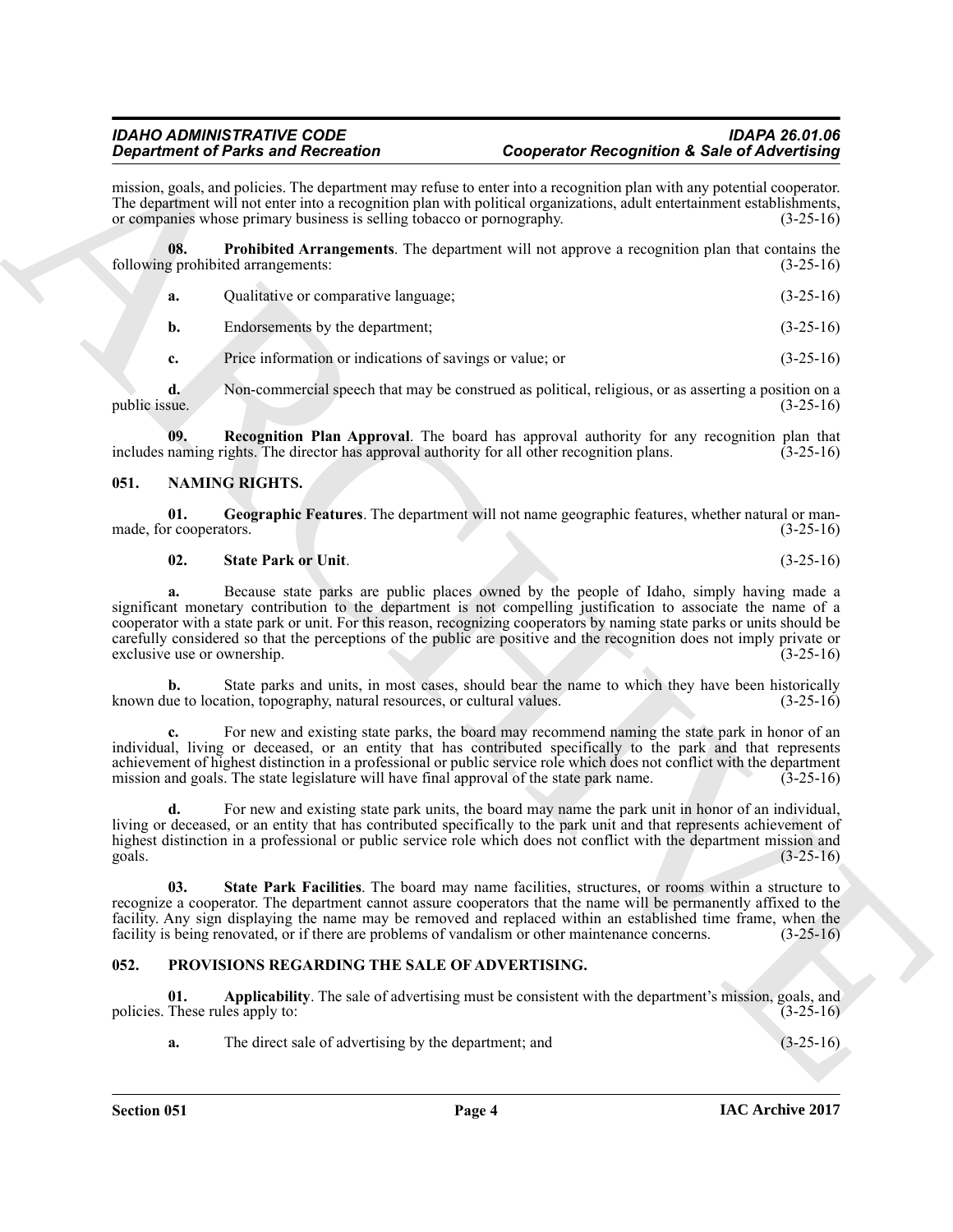mission, goals, and policies. The department may refuse to enter into a recognition plan with any potential cooperator. The department will not enter into a recognition plan with political organizations, adult entertainment establishments, or companies whose primary business is selling tobacco or pornography. (3-25-16)

**08. Prohibited Arrangements**. The department will not approve a recognition plan that contains the following prohibited arrangements: (3-25-16)

**a.** Qualitative or comparative language; (3-25-16)

**b.** Endorsements by the department; (3-25-16)

**c.** Price information or indications of savings or value; or (3-25-16)

**d.** Non-commercial speech that may be construed as political, religious, or as asserting a position on a public issue. (3-25-16)

**09. Recognition Plan Approval**. The board has approval authority for any recognition plan that includes naming rights. The director has approval authority for all other recognition plans. (3-25-16)

## 051. NAMING RIGHTS.

**01. Geographic Features**. The department will not name geographic features, whether natural or man-made, for cooperators. (3-25-16)

**02. State Park or Unit**. (3-25-16)

**a.** Because state parks are public places owned by the people of Idaho, simply having made a significant monetary contribution to the department is not compelling justification to associate the name of a cooperator with a state park or unit. For this reason, recognizing cooperators by naming state parks or units should be carefully considered so that the perceptions of the public are positive and the recognition does not imply private or exclusive use or ownership. (3-25-16)

**b.** State parks and units, in most cases, should bear the name to which they have been historically known due to location, topography, natural resources, or cultural values. (3-25-16)

**c.** For new and existing state parks, the board may recommend naming the state park in honor of an individual, living or deceased, or an entity that has contributed specifically to the park and that represents achievement of highest distinction in a professional or public service role which does not conflict with the department mission and goals. The state legislature will have final approval of the state park name. (3-25-16)

**d.** For new and existing state park units, the board may name the park unit in honor of an individual, living or deceased, or an entity that has contributed specifically to the park unit and that represents achievement of highest distinction in a professional or public service role which does not conflict with the department mission and goals. (3-25-16)

**03. State Park Facilities**. The board may name facilities, structures, or rooms within a structure to recognize a cooperator. The department cannot assure cooperators that the name will be permanently affixed to the facility. Any sign displaying the name may be removed and replaced within an established time frame, when the facility is being renovated, or if there are problems of vandalism or other maintenance concerns. (3-25-16)

## 052. PROVISIONS REGARDING THE SALE OF ADVERTISING.

**01. Applicability**. The sale of advertising must be consistent with the department's mission, goals, and policies. These rules apply to: (3-25-16)

**a.** The direct sale of advertising by the department; and (3-25-16)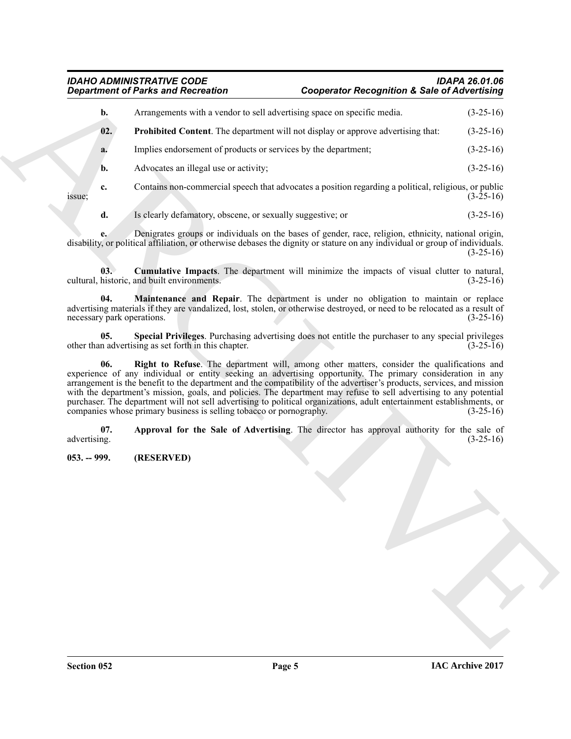**b.** Arrangements with a vendor to sell advertising space on specific media. (3-25-16)

**02. Prohibited Content**. The department will not display or approve advertising that: (3-25-16)

**a.** Implies endorsement of products or services by the department; (3-25-16)

**b.** Advocates an illegal use or activity; (3-25-16)

**c.** Contains non-commercial speech that advocates a position regarding a political, religious, or public issue; (3-25-16)

**d.** Is clearly defamatory, obscene, or sexually suggestive; or (3-25-16)

**e.** Denigrates groups or individuals on the bases of gender, race, religion, ethnicity, national origin, disability, or political affiliation, or otherwise debases the dignity or stature on any individual or group of individuals. (3-25-16)

**03. Cumulative Impacts**. The department will minimize the impacts of visual clutter to natural, cultural, historic, and built environments. (3-25-16)

**04. Maintenance and Repair**. The department is under no obligation to maintain or replace advertising materials if they are vandalized, lost, stolen, or otherwise destroyed, or need to be relocated as a result of necessary park operations. (3-25-16)

**05. Special Privileges**. Purchasing advertising does not entitle the purchaser to any special privileges other than advertising as set forth in this chapter. (3-25-16)

**06. Right to Refuse**. The department will, among other matters, consider the qualifications and experience of any individual or entity seeking an advertising opportunity. The primary consideration in any arrangement is the benefit to the department and the compatibility of the advertiser's products, services, and mission with the department's mission, goals, and policies. The department may refuse to sell advertising to any potential purchaser. The department will not sell advertising to political organizations, adult entertainment establishments, or companies whose primary business is selling tobacco or pornography. (3-25-16)

**07. Approval for the Sale of Advertising**. The director has approval authority for the sale of advertising. (3-25-16)

**053. -- 999. (RESERVED)**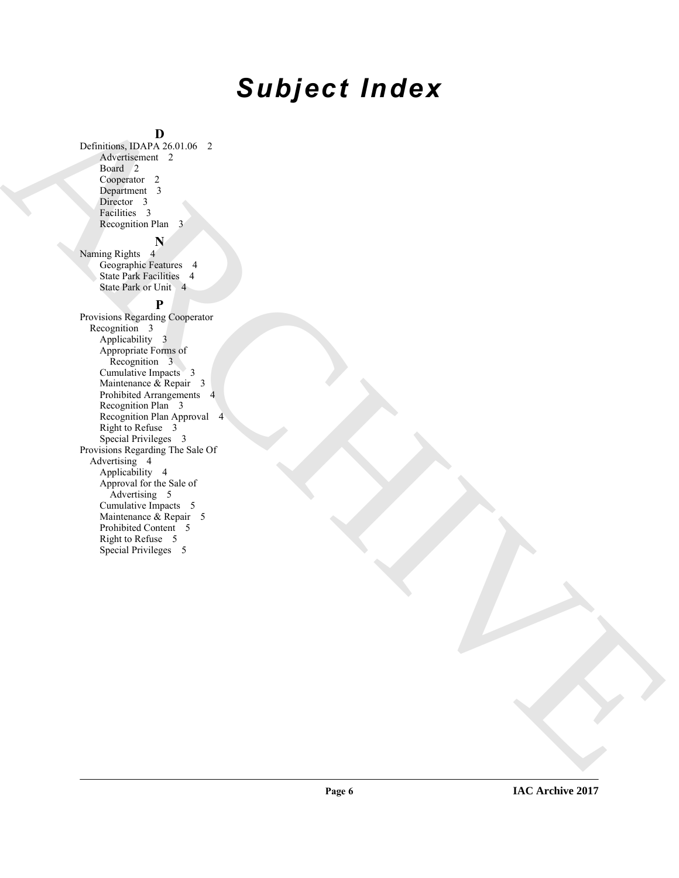# Subject Index

**D**

Definitions, IDAPA 26.01.06 2
- Advertisement 2
- Board 2
- Cooperator 2
- Department 3
- Director 3
- Facilities 3
- Recognition Plan 3

**N**

Naming Rights 4
- Geographic Features 4
- State Park Facilities 4
- State Park or Unit 4

**P**

Provisions Regarding Cooperator Recognition 3
- Applicability 3
- Appropriate Forms of Recognition 3
- Cumulative Impacts 3
- Maintenance & Repair 3
- Prohibited Arrangements 4
- Recognition Plan 3
- Recognition Plan Approval 4
- Right to Refuse 3
- Special Privileges 3

Provisions Regarding The Sale Of Advertising 4
- Applicability 4
- Approval for the Sale of Advertising 5
- Cumulative Impacts 5
- Maintenance & Repair 5
- Prohibited Content 5
- Right to Refuse 5
- Special Privileges 5